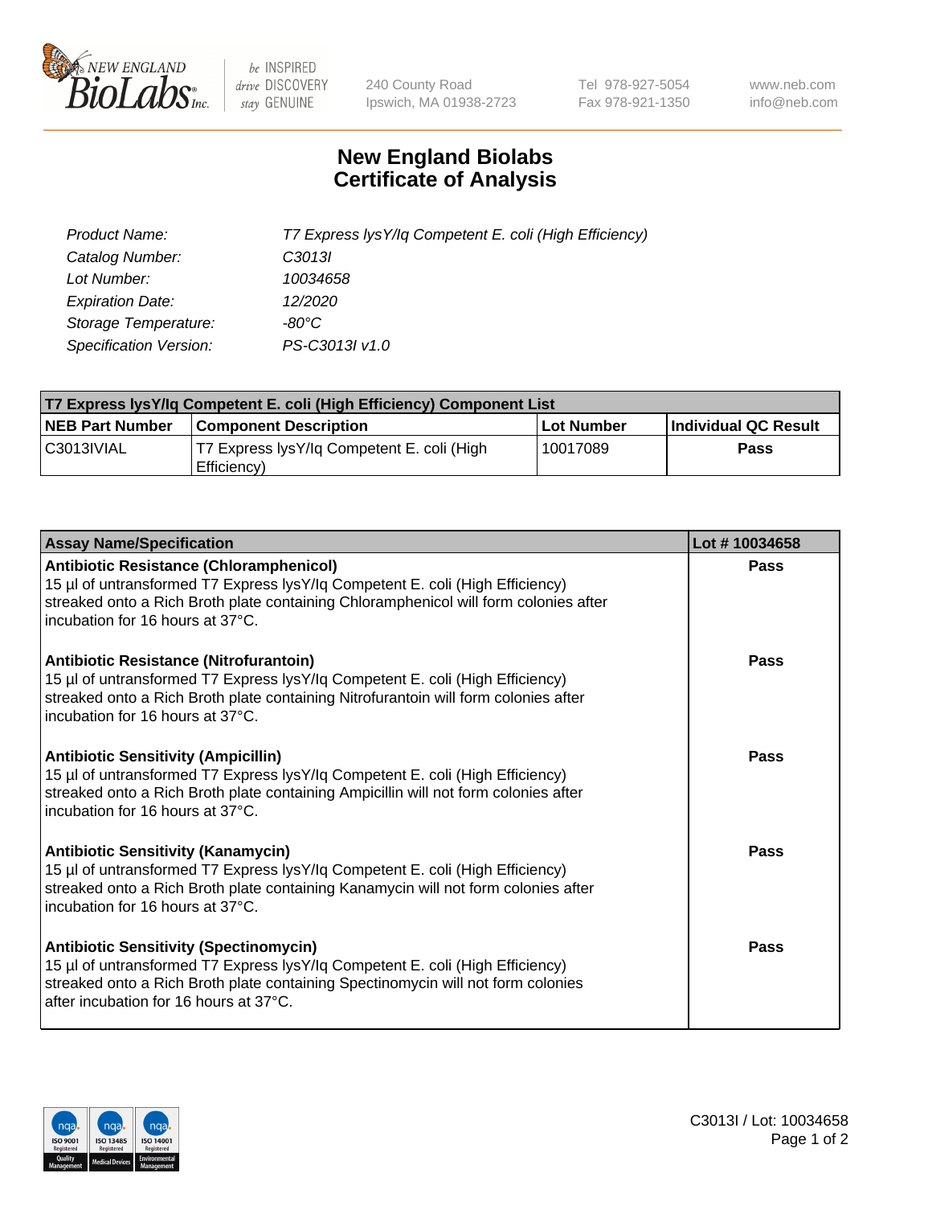# New England Biolabs Certificate of Analysis

| | |
|---|---|
| *Product Name:* | *T7 Express lysY/Iq Competent E. coli (High Efficiency)* |
| *Catalog Number:* | *C3013I* |
| *Lot Number:* | *10034658* |
| *Expiration Date:* | *12/2020* |
| *Storage Temperature:* | *-80°C* |
| *Specification Version:* | *PS-C3013I v1.0* |

| T7 Express lysY/Iq Competent E. coli (High Efficiency) Component List | | | |
|---|---|---|---|
| **NEB Part Number** | **Component Description** | **Lot Number** | **Individual QC Result** |
| C3013IVIAL | T7 Express lysY/Iq Competent E. coli (High Efficiency) | 10017089 | **Pass** |

| Assay Name/Specification | Lot # 10034658 |
|---|---|
| **Antibiotic Resistance (Chloramphenicol)**<br>15 µl of untransformed T7 Express lysY/Iq Competent E. coli (High Efficiency) streaked onto a Rich Broth plate containing Chloramphenicol will form colonies after incubation for 16 hours at 37°C. | **Pass** |
| **Antibiotic Resistance (Nitrofurantoin)**<br>15 µl of untransformed T7 Express lysY/Iq Competent E. coli (High Efficiency) streaked onto a Rich Broth plate containing Nitrofurantoin will form colonies after incubation for 16 hours at 37°C. | **Pass** |
| **Antibiotic Sensitivity (Ampicillin)**<br>15 µl of untransformed T7 Express lysY/Iq Competent E. coli (High Efficiency) streaked onto a Rich Broth plate containing Ampicillin will not form colonies after incubation for 16 hours at 37°C. | **Pass** |
| **Antibiotic Sensitivity (Kanamycin)**<br>15 µl of untransformed T7 Express lysY/Iq Competent E. coli (High Efficiency) streaked onto a Rich Broth plate containing Kanamycin will not form colonies after incubation for 16 hours at 37°C. | **Pass** |
| **Antibiotic Sensitivity (Spectinomycin)**<br>15 µl of untransformed T7 Express lysY/Iq Competent E. coli (High Efficiency) streaked onto a Rich Broth plate containing Spectinomycin will not form colonies after incubation for 16 hours at 37°C. | **Pass** |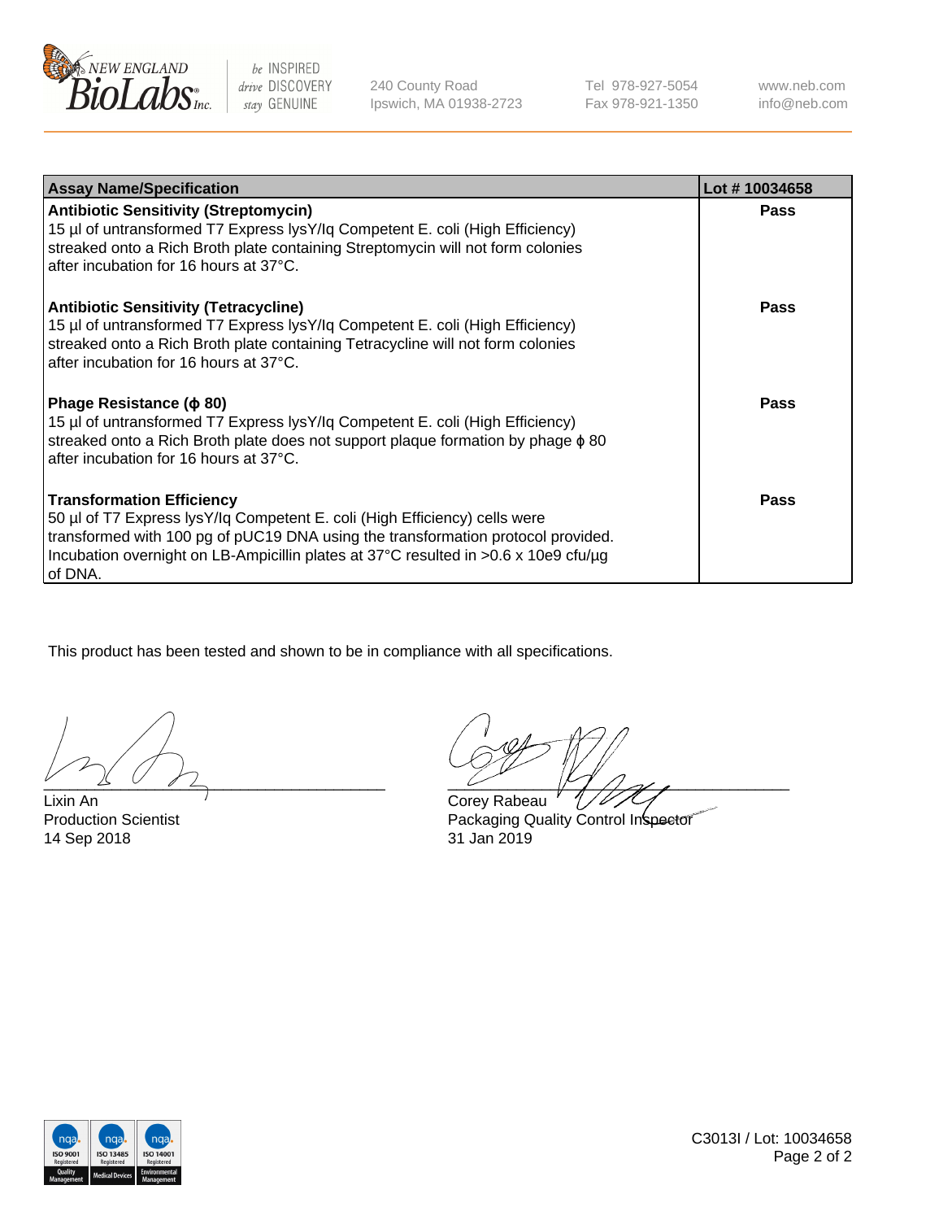240 County Road
Ipswich, MA 01938-2723

Tel 978-927-5054
Fax 978-921-1350

www.neb.com
info@neb.com

| Assay Name/Specification | Lot # 10034658 |
|---|---|
| **Antibiotic Sensitivity (Streptomycin)**<br>15 µl of untransformed T7 Express lysY/Iq Competent E. coli (High Efficiency) streaked onto a Rich Broth plate containing Streptomycin will not form colonies after incubation for 16 hours at 37°C. | **Pass** |
| **Antibiotic Sensitivity (Tetracycline)**<br>15 µl of untransformed T7 Express lysY/Iq Competent E. coli (High Efficiency) streaked onto a Rich Broth plate containing Tetracycline will not form colonies after incubation for 16 hours at 37°C. | **Pass** |
| **Phage Resistance (ϕ 80)**<br>15 µl of untransformed T7 Express lysY/Iq Competent E. coli (High Efficiency) streaked onto a Rich Broth plate does not support plaque formation by phage ϕ 80 after incubation for 16 hours at 37°C. | **Pass** |
| **Transformation Efficiency**<br>50 µl of T7 Express lysY/Iq Competent E. coli (High Efficiency) cells were transformed with 100 pg of pUC19 DNA using the transformation protocol provided. Incubation overnight on LB-Ampicillin plates at 37°C resulted in >0.6 x 10e9 cfu/µg of DNA. | **Pass** |

This product has been tested and shown to be in compliance with all specifications.

Lixin An
Production Scientist
14 Sep 2018

Corey Rabeau
Packaging Quality Control Inspector
31 Jan 2019

C3013I / Lot: 10034658